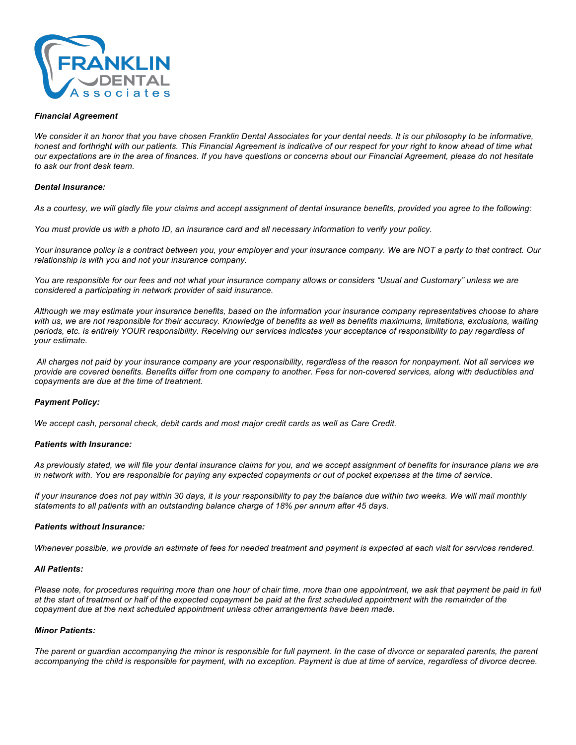**FRANKLIN DENTAL Associates**

***Financial Agreement***

*We consider it an honor that you have chosen Franklin Dental Associates for your dental needs. It is our philosophy to be informative, honest and forthright with our patients. This Financial Agreement is indicative of our respect for your right to know ahead of time what our expectations are in the area of finances. If you have questions or concerns about our Financial Agreement, please do not hesitate to ask our front desk team.*

***Dental Insurance:***

*As a courtesy, we will gladly file your claims and accept assignment of dental insurance benefits, provided you agree to the following:*

*You must provide us with a photo ID, an insurance card and all necessary information to verify your policy.*

*Your insurance policy is a contract between you, your employer and your insurance company. We are NOT a party to that contract. Our relationship is with you and not your insurance company.*

*You are responsible for our fees and not what your insurance company allows or considers "Usual and Customary" unless we are considered a participating in network provider of said insurance.*

*Although we may estimate your insurance benefits, based on the information your insurance company representatives choose to share with us, we are not responsible for their accuracy. Knowledge of benefits as well as benefits maximums, limitations, exclusions, waiting periods, etc. is entirely YOUR responsibility. Receiving our services indicates your acceptance of responsibility to pay regardless of your estimate.*

*All charges not paid by your insurance company are your responsibility, regardless of the reason for nonpayment. Not all services we provide are covered benefits. Benefits differ from one company to another. Fees for non-covered services, along with deductibles and copayments are due at the time of treatment.*

***Payment Policy:***

*We accept cash, personal check, debit cards and most major credit cards as well as Care Credit.*

***Patients with Insurance:***

*As previously stated, we will file your dental insurance claims for you, and we accept assignment of benefits for insurance plans we are in network with. You are responsible for paying any expected copayments or out of pocket expenses at the time of service.*

*If your insurance does not pay within 30 days, it is your responsibility to pay the balance due within two weeks. We will mail monthly statements to all patients with an outstanding balance charge of 18% per annum after 45 days.*

***Patients without Insurance:***

*Whenever possible, we provide an estimate of fees for needed treatment and payment is expected at each visit for services rendered.*

***All Patients:***

*Please note, for procedures requiring more than one hour of chair time, more than one appointment, we ask that payment be paid in full at the start of treatment or half of the expected copayment be paid at the first scheduled appointment with the remainder of the copayment due at the next scheduled appointment unless other arrangements have been made.*

***Minor Patients:***

*The parent or guardian accompanying the minor is responsible for full payment. In the case of divorce or separated parents, the parent accompanying the child is responsible for payment, with no exception. Payment is due at time of service, regardless of divorce decree.*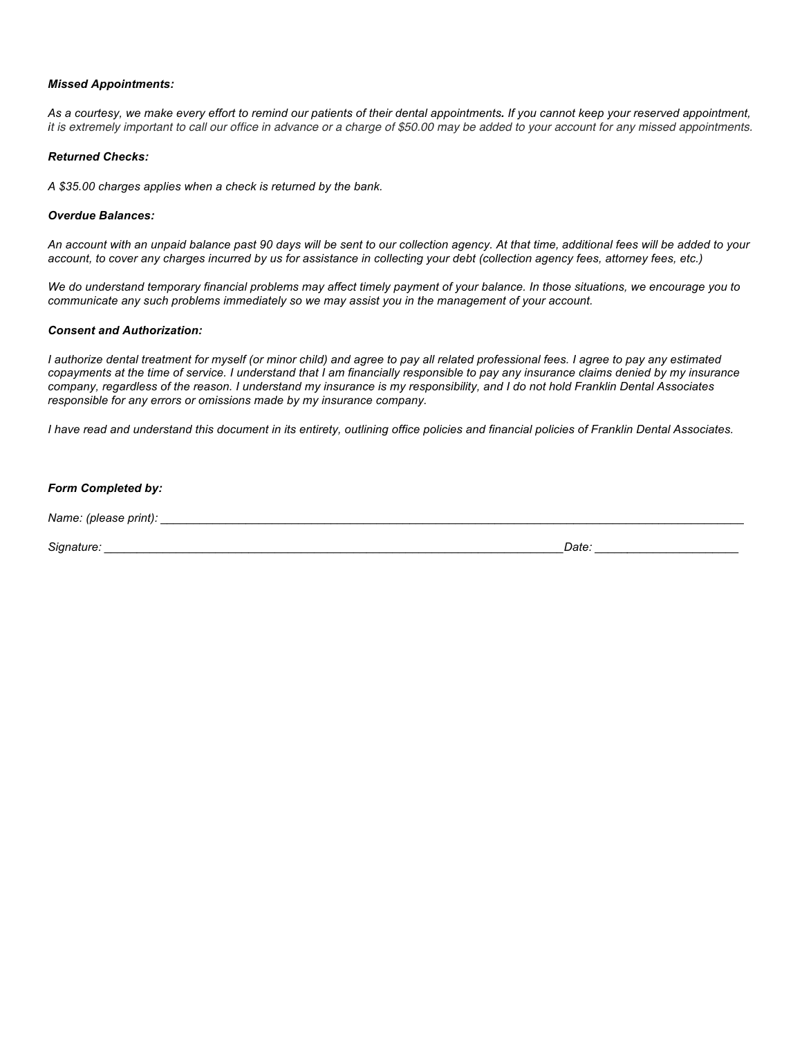***Missed Appointments:***

*As a courtesy, we make every effort to remind our patients of their dental appointments. If you cannot keep your reserved appointment, it is extremely important to call our office in advance or a charge of $50.00 may be added to your account for any missed appointments.*

***Returned Checks:***

*A $35.00 charges applies when a check is returned by the bank.*

***Overdue Balances:***

*An account with an unpaid balance past 90 days will be sent to our collection agency. At that time, additional fees will be added to your account, to cover any charges incurred by us for assistance in collecting your debt (collection agency fees, attorney fees, etc.)*

*We do understand temporary financial problems may affect timely payment of your balance. In those situations, we encourage you to communicate any such problems immediately so we may assist you in the management of your account.*

***Consent and Authorization:***

*I authorize dental treatment for myself (or minor child) and agree to pay all related professional fees. I agree to pay any estimated copayments at the time of service. I understand that I am financially responsible to pay any insurance claims denied by my insurance company, regardless of the reason. I understand my insurance is my responsibility, and I do not hold Franklin Dental Associates responsible for any errors or omissions made by my insurance company.*

*I have read and understand this document in its entirety, outlining office policies and financial policies of Franklin Dental Associates.*

***Form Completed by:***

*Name: (please print):* ______________________________________________________________________________________

*Signature:* ____________________________________________________________________ *Date:* _____________________